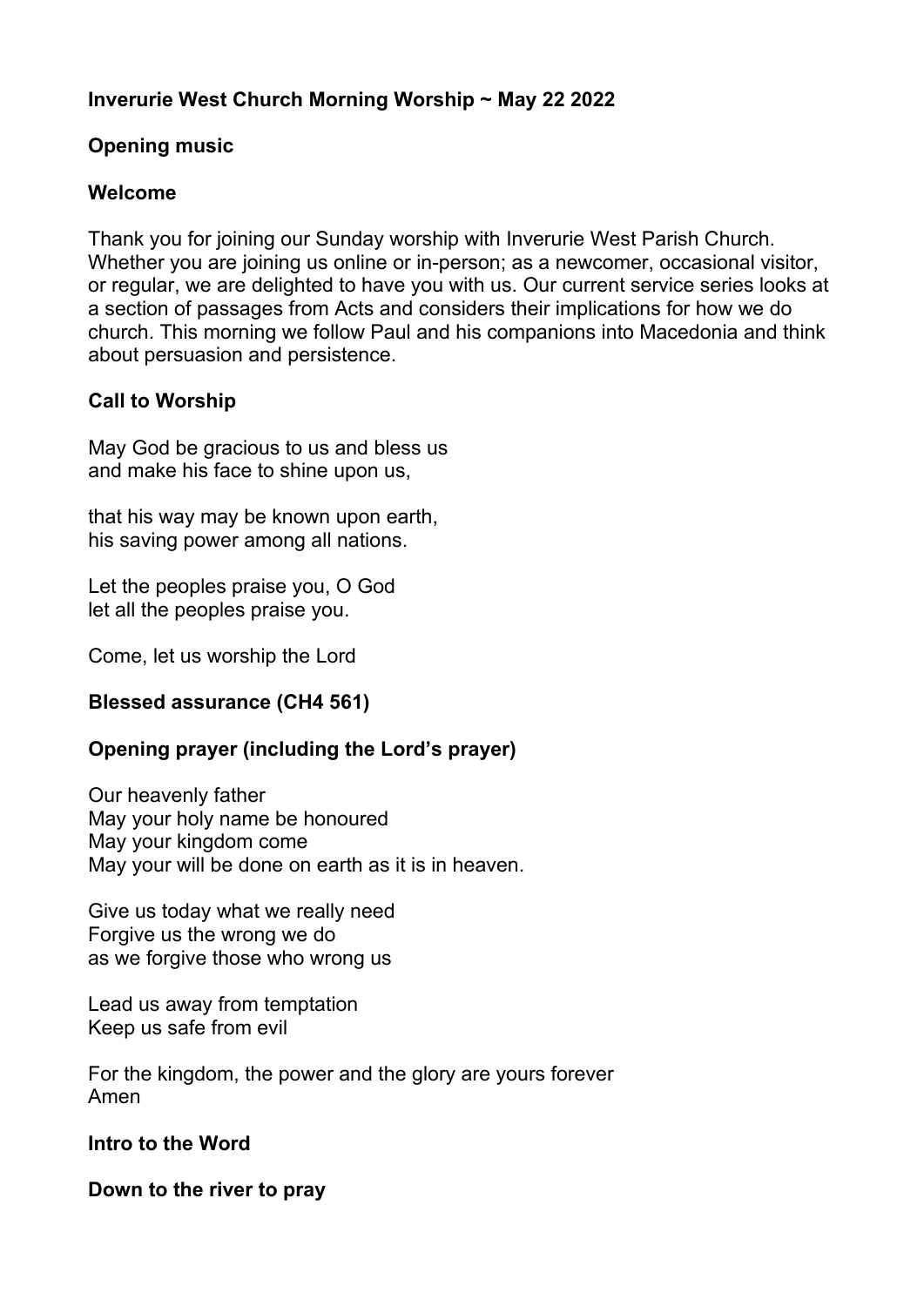**Inverurie West Church Morning Worship ~ May 22 2022**

**Opening music**

**Welcome**

Thank you for joining our Sunday worship with Inverurie West Parish Church. Whether you are joining us online or in-person; as a newcomer, occasional visitor, or regular, we are delighted to have you with us. Our current service series looks at a section of passages from Acts and considers their implications for how we do church. This morning we follow Paul and his companions into Macedonia and think about persuasion and persistence.

**Call to Worship**

May God be gracious to us and bless us
and make his face to shine upon us,

that his way may be known upon earth,
his saving power among all nations.

Let the peoples praise you, O God
let all the peoples praise you.

Come, let us worship the Lord

**Blessed assurance (CH4 561)**

**Opening prayer (including the Lord's prayer)**

Our heavenly father
May your holy name be honoured
May your kingdom come
May your will be done on earth as it is in heaven.

Give us today what we really need
Forgive us the wrong we do
as we forgive those who wrong us

Lead us away from temptation
Keep us safe from evil

For the kingdom, the power and the glory are yours forever
Amen

**Intro to the Word**

**Down to the river to pray**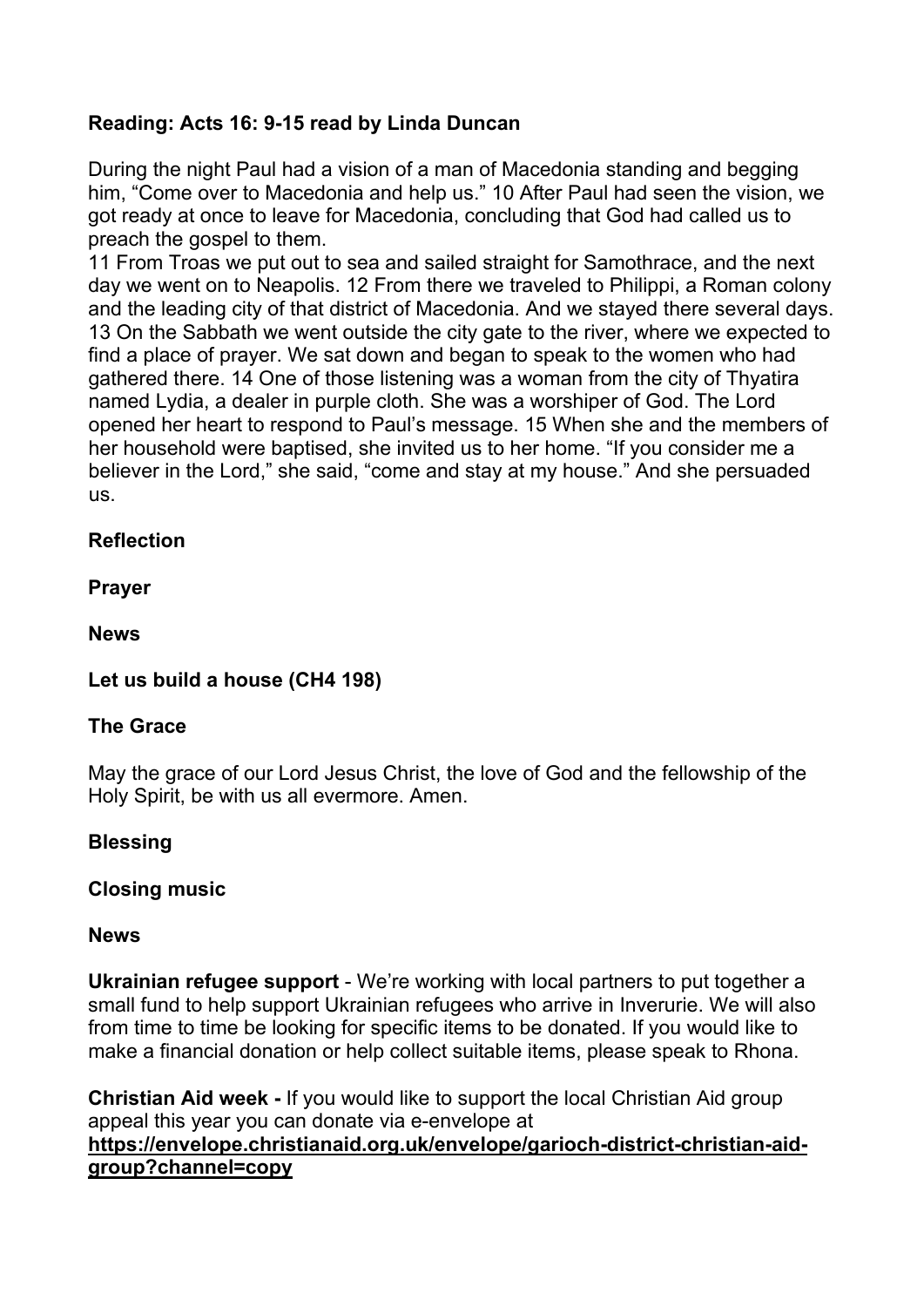**Reading: Acts 16: 9-15 read by Linda Duncan**

During the night Paul had a vision of a man of Macedonia standing and begging him, "Come over to Macedonia and help us." 10 After Paul had seen the vision, we got ready at once to leave for Macedonia, concluding that God had called us to preach the gospel to them.

11 From Troas we put out to sea and sailed straight for Samothrace, and the next day we went on to Neapolis. 12 From there we traveled to Philippi, a Roman colony and the leading city of that district of Macedonia. And we stayed there several days. 13 On the Sabbath we went outside the city gate to the river, where we expected to find a place of prayer. We sat down and began to speak to the women who had gathered there. 14 One of those listening was a woman from the city of Thyatira named Lydia, a dealer in purple cloth. She was a worshiper of God. The Lord opened her heart to respond to Paul's message. 15 When she and the members of her household were baptised, she invited us to her home. "If you consider me a believer in the Lord," she said, "come and stay at my house." And she persuaded us.

**Reflection**

**Prayer**

**News**

**Let us build a house (CH4 198)**

**The Grace**

May the grace of our Lord Jesus Christ, the love of God and the fellowship of the Holy Spirit, be with us all evermore. Amen.

**Blessing**

**Closing music**

**News**

**Ukrainian refugee support** - We're working with local partners to put together a small fund to help support Ukrainian refugees who arrive in Inverurie. We will also from time to time be looking for specific items to be donated. If you would like to make a financial donation or help collect suitable items, please speak to Rhona.

**Christian Aid week -** If you would like to support the local Christian Aid group appeal this year you can donate via e-envelope at **https://envelope.christianaid.org.uk/envelope/garioch-district-christian-aid-group?channel=copy**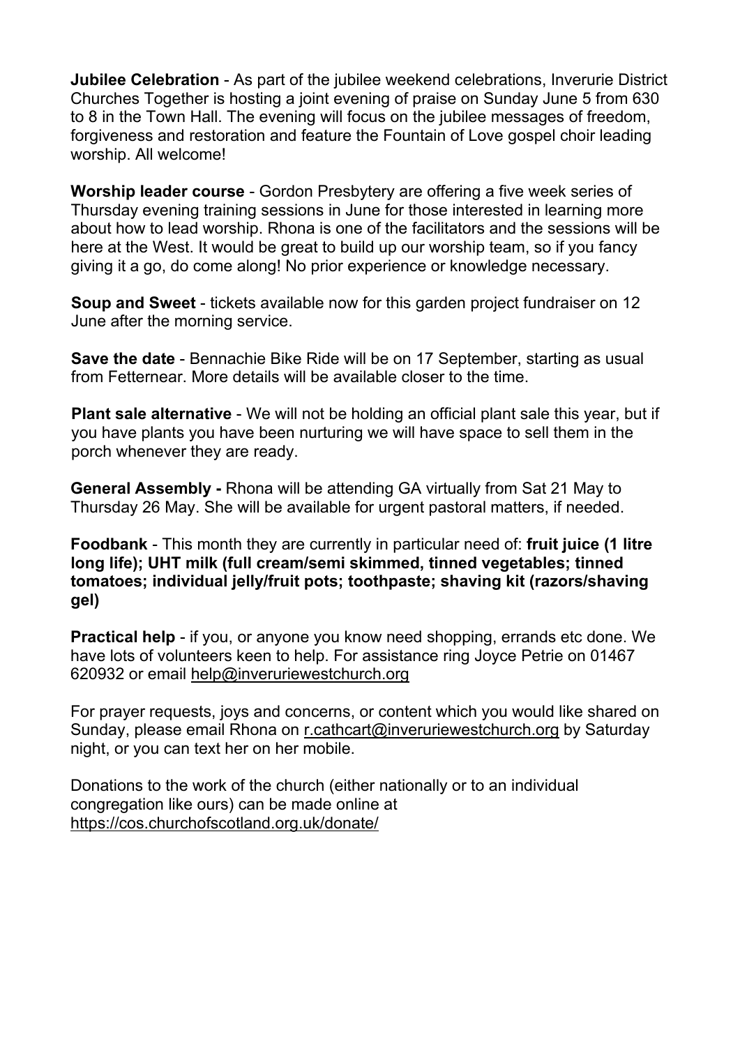**Jubilee Celebration** - As part of the jubilee weekend celebrations, Inverurie District Churches Together is hosting a joint evening of praise on Sunday June 5 from 630 to 8 in the Town Hall. The evening will focus on the jubilee messages of freedom, forgiveness and restoration and feature the Fountain of Love gospel choir leading worship. All welcome!

**Worship leader course** - Gordon Presbytery are offering a five week series of Thursday evening training sessions in June for those interested in learning more about how to lead worship. Rhona is one of the facilitators and the sessions will be here at the West. It would be great to build up our worship team, so if you fancy giving it a go, do come along! No prior experience or knowledge necessary.

**Soup and Sweet** - tickets available now for this garden project fundraiser on 12 June after the morning service.

**Save the date** - Bennachie Bike Ride will be on 17 September, starting as usual from Fetternear. More details will be available closer to the time.

**Plant sale alternative** - We will not be holding an official plant sale this year, but if you have plants you have been nurturing we will have space to sell them in the porch whenever they are ready.

**General Assembly -** Rhona will be attending GA virtually from Sat 21 May to Thursday 26 May. She will be available for urgent pastoral matters, if needed.

**Foodbank** - This month they are currently in particular need of: **fruit juice (1 litre long life); UHT milk (full cream/semi skimmed, tinned vegetables; tinned tomatoes; individual jelly/fruit pots; toothpaste; shaving kit (razors/shaving gel)**

**Practical help** - if you, or anyone you know need shopping, errands etc done. We have lots of volunteers keen to help. For assistance ring Joyce Petrie on 01467 620932 or email help@inveruriewestchurch.org

For prayer requests, joys and concerns, or content which you would like shared on Sunday, please email Rhona on r.cathcart@inveruriewestchurch.org by Saturday night, or you can text her on her mobile.

Donations to the work of the church (either nationally or to an individual congregation like ours) can be made online at https://cos.churchofscotland.org.uk/donate/